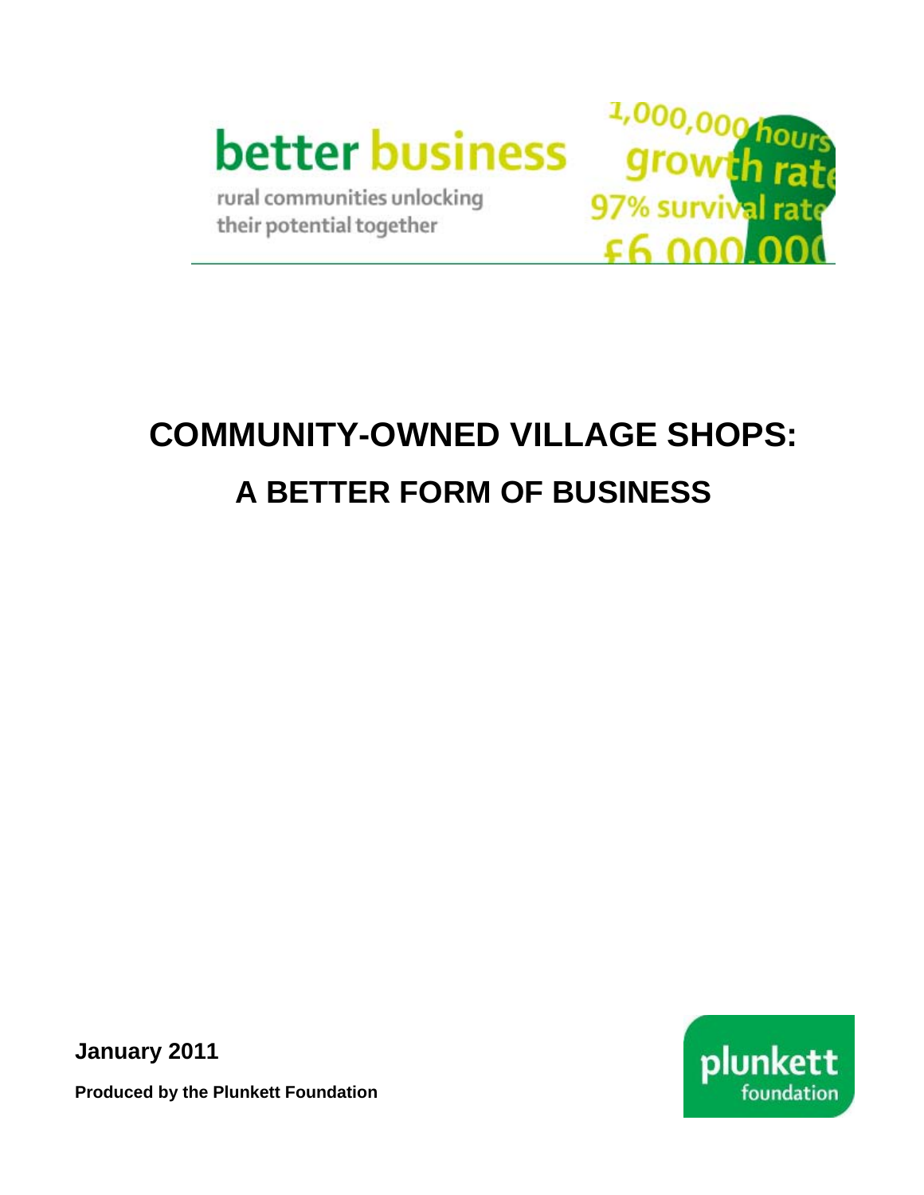better business

rural communities unlocking their potential together

1,000,000 hours
growth rate
97% survival rate
£6,000,000

# COMMUNITY-OWNED VILLAGE SHOPS: A BETTER FORM OF BUSINESS

**January 2011**

**Produced by the Plunkett Foundation**

plunkett foundation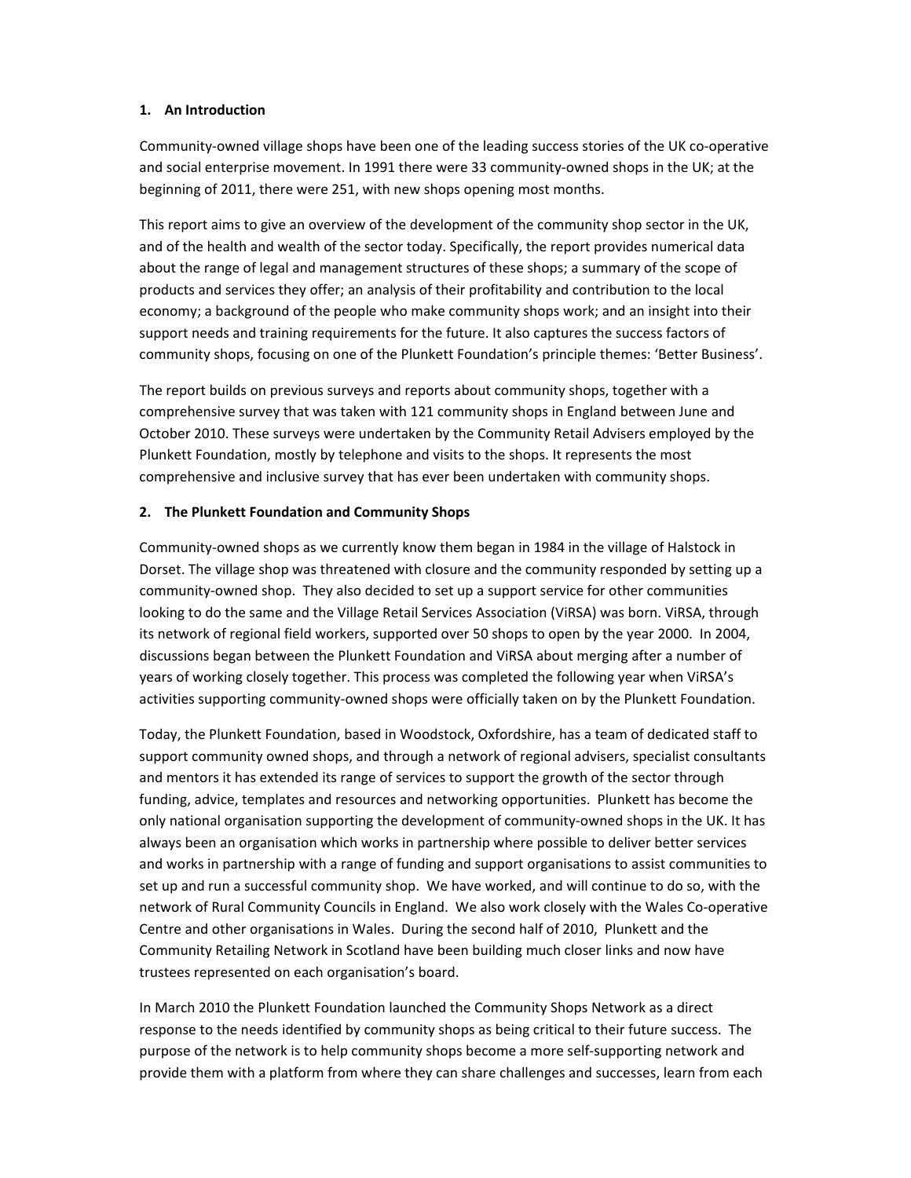## 1. An Introduction

Community-owned village shops have been one of the leading success stories of the UK co-operative and social enterprise movement. In 1991 there were 33 community-owned shops in the UK; at the beginning of 2011, there were 251, with new shops opening most months.

This report aims to give an overview of the development of the community shop sector in the UK, and of the health and wealth of the sector today. Specifically, the report provides numerical data about the range of legal and management structures of these shops; a summary of the scope of products and services they offer; an analysis of their profitability and contribution to the local economy; a background of the people who make community shops work; and an insight into their support needs and training requirements for the future. It also captures the success factors of community shops, focusing on one of the Plunkett Foundation's principle themes: 'Better Business'.

The report builds on previous surveys and reports about community shops, together with a comprehensive survey that was taken with 121 community shops in England between June and October 2010. These surveys were undertaken by the Community Retail Advisers employed by the Plunkett Foundation, mostly by telephone and visits to the shops. It represents the most comprehensive and inclusive survey that has ever been undertaken with community shops.

## 2. The Plunkett Foundation and Community Shops

Community-owned shops as we currently know them began in 1984 in the village of Halstock in Dorset. The village shop was threatened with closure and the community responded by setting up a community-owned shop. They also decided to set up a support service for other communities looking to do the same and the Village Retail Services Association (ViRSA) was born. ViRSA, through its network of regional field workers, supported over 50 shops to open by the year 2000. In 2004, discussions began between the Plunkett Foundation and ViRSA about merging after a number of years of working closely together. This process was completed the following year when ViRSA's activities supporting community-owned shops were officially taken on by the Plunkett Foundation.

Today, the Plunkett Foundation, based in Woodstock, Oxfordshire, has a team of dedicated staff to support community owned shops, and through a network of regional advisers, specialist consultants and mentors it has extended its range of services to support the growth of the sector through funding, advice, templates and resources and networking opportunities. Plunkett has become the only national organisation supporting the development of community-owned shops in the UK. It has always been an organisation which works in partnership where possible to deliver better services and works in partnership with a range of funding and support organisations to assist communities to set up and run a successful community shop. We have worked, and will continue to do so, with the network of Rural Community Councils in England. We also work closely with the Wales Co-operative Centre and other organisations in Wales. During the second half of 2010, Plunkett and the Community Retailing Network in Scotland have been building much closer links and now have trustees represented on each organisation's board.

In March 2010 the Plunkett Foundation launched the Community Shops Network as a direct response to the needs identified by community shops as being critical to their future success. The purpose of the network is to help community shops become a more self-supporting network and provide them with a platform from where they can share challenges and successes, learn from each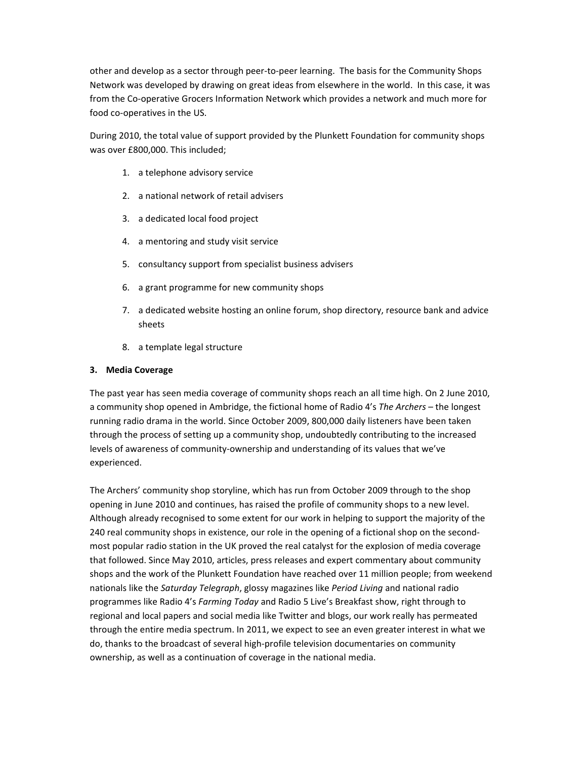other and develop as a sector through peer-to-peer learning. The basis for the Community Shops Network was developed by drawing on great ideas from elsewhere in the world. In this case, it was from the Co-operative Grocers Information Network which provides a network and much more for food co-operatives in the US.

During 2010, the total value of support provided by the Plunkett Foundation for community shops was over £800,000. This included;

1. a telephone advisory service
2. a national network of retail advisers
3. a dedicated local food project
4. a mentoring and study visit service
5. consultancy support from specialist business advisers
6. a grant programme for new community shops
7. a dedicated website hosting an online forum, shop directory, resource bank and advice sheets
8. a template legal structure

### 3. Media Coverage

The past year has seen media coverage of community shops reach an all time high. On 2 June 2010, a community shop opened in Ambridge, the fictional home of Radio 4's *The Archers* – the longest running radio drama in the world. Since October 2009, 800,000 daily listeners have been taken through the process of setting up a community shop, undoubtedly contributing to the increased levels of awareness of community-ownership and understanding of its values that we've experienced.

The Archers' community shop storyline, which has run from October 2009 through to the shop opening in June 2010 and continues, has raised the profile of community shops to a new level. Although already recognised to some extent for our work in helping to support the majority of the 240 real community shops in existence, our role in the opening of a fictional shop on the second-most popular radio station in the UK proved the real catalyst for the explosion of media coverage that followed. Since May 2010, articles, press releases and expert commentary about community shops and the work of the Plunkett Foundation have reached over 11 million people; from weekend nationals like the *Saturday Telegraph*, glossy magazines like *Period Living* and national radio programmes like Radio 4's *Farming Today* and Radio 5 Live's Breakfast show, right through to regional and local papers and social media like Twitter and blogs, our work really has permeated through the entire media spectrum. In 2011, we expect to see an even greater interest in what we do, thanks to the broadcast of several high-profile television documentaries on community ownership, as well as a continuation of coverage in the national media.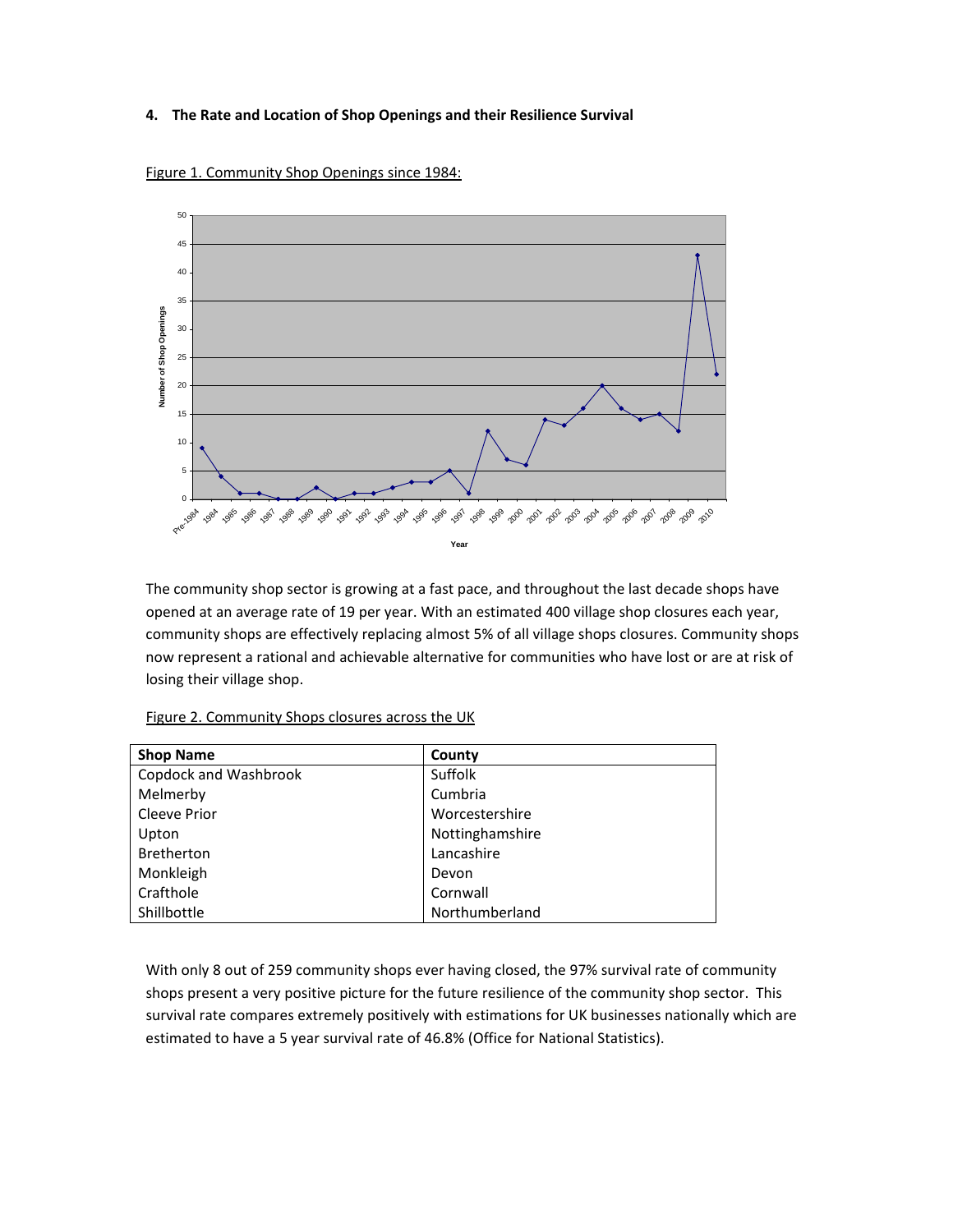**4. The Rate and Location of Shop Openings and their Resilience Survival**

Figure 1. Community Shop Openings since 1984:

The community shop sector is growing at a fast pace, and throughout the last decade shops have opened at an average rate of 19 per year. With an estimated 400 village shop closures each year, community shops are effectively replacing almost 5% of all village shops closures. Community shops now represent a rational and achievable alternative for communities who have lost or are at risk of losing their village shop.

Figure 2. Community Shops closures across the UK

| Shop Name | County |
|---|---|
| Copdock and Washbrook | Suffolk |
| Melmerby | Cumbria |
| Cleeve Prior | Worcestershire |
| Upton | Nottinghamshire |
| Bretherton | Lancashire |
| Monkleigh | Devon |
| Crafthole | Cornwall |
| Shillbottle | Northumberland |

With only 8 out of 259 community shops ever having closed, the 97% survival rate of community shops present a very positive picture for the future resilience of the community shop sector. This survival rate compares extremely positively with estimations for UK businesses nationally which are estimated to have a 5 year survival rate of 46.8% (Office for National Statistics).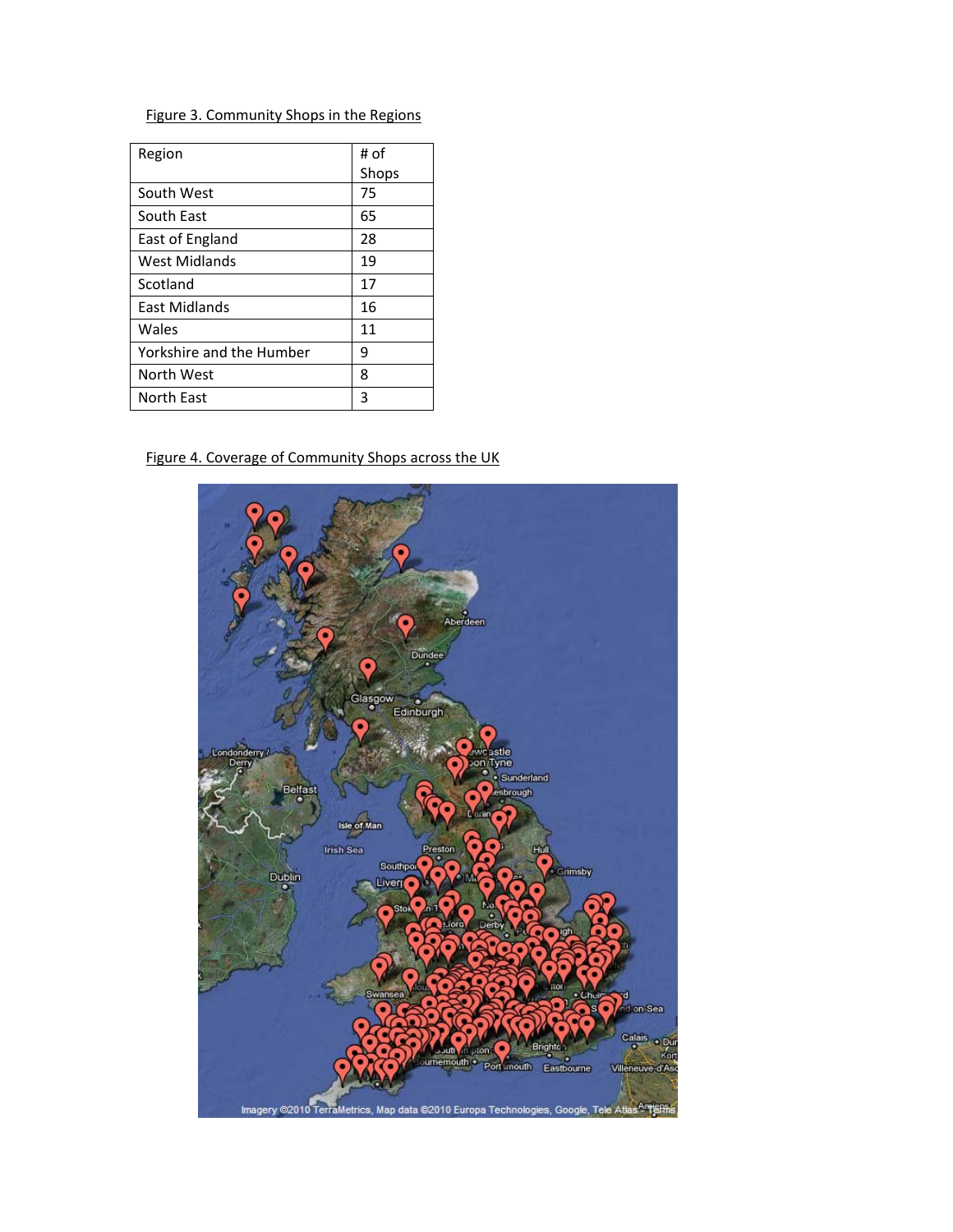Figure 3. Community Shops in the Regions

| Region | # of Shops |
| --- | --- |
| South West | 75 |
| South East | 65 |
| East of England | 28 |
| West Midlands | 19 |
| Scotland | 17 |
| East Midlands | 16 |
| Wales | 11 |
| Yorkshire and the Humber | 9 |
| North West | 8 |
| North East | 3 |

Figure 4. Coverage of Community Shops across the UK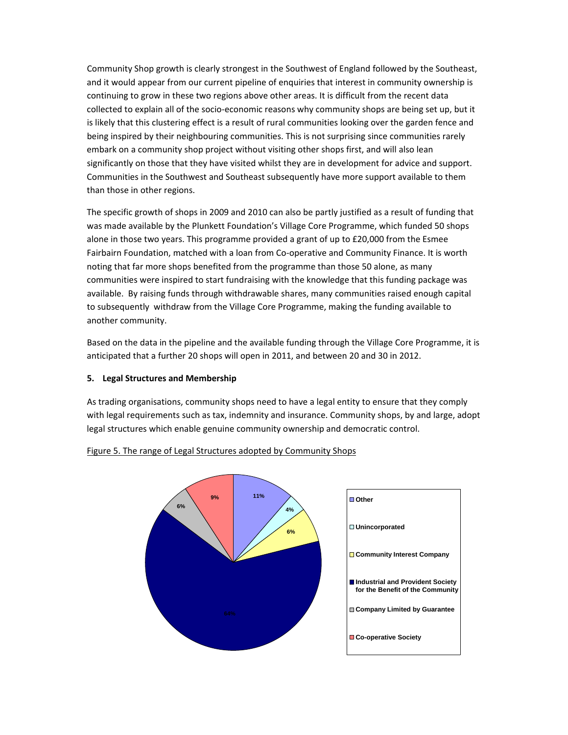Community Shop growth is clearly strongest in the Southwest of England followed by the Southeast, and it would appear from our current pipeline of enquiries that interest in community ownership is continuing to grow in these two regions above other areas. It is difficult from the recent data collected to explain all of the socio-economic reasons why community shops are being set up, but it is likely that this clustering effect is a result of rural communities looking over the garden fence and being inspired by their neighbouring communities. This is not surprising since communities rarely embark on a community shop project without visiting other shops first, and will also lean significantly on those that they have visited whilst they are in development for advice and support. Communities in the Southwest and Southeast subsequently have more support available to them than those in other regions.

The specific growth of shops in 2009 and 2010 can also be partly justified as a result of funding that was made available by the Plunkett Foundation's Village Core Programme, which funded 50 shops alone in those two years. This programme provided a grant of up to £20,000 from the Esmee Fairbairn Foundation, matched with a loan from Co-operative and Community Finance. It is worth noting that far more shops benefited from the programme than those 50 alone, as many communities were inspired to start fundraising with the knowledge that this funding package was available. By raising funds through withdrawable shares, many communities raised enough capital to subsequently withdraw from the Village Core Programme, making the funding available to another community.

Based on the data in the pipeline and the available funding through the Village Core Programme, it is anticipated that a further 20 shops will open in 2011, and between 20 and 30 in 2012.

## 5. Legal Structures and Membership

As trading organisations, community shops need to have a legal entity to ensure that they comply with legal requirements such as tax, indemnity and insurance. Community shops, by and large, adopt legal structures which enable genuine community ownership and democratic control.

Figure 5. The range of Legal Structures adopted by Community Shops

| Legal Structure | Share |
|---|---|
| Other | 11% |
| Unincorporated | 4% |
| Community Interest Company | 6% |
| Industrial and Provident Society for the Benefit of the Community | 64% |
| Company Limited by Guarantee | 6% |
| Co-operative Society | 9% |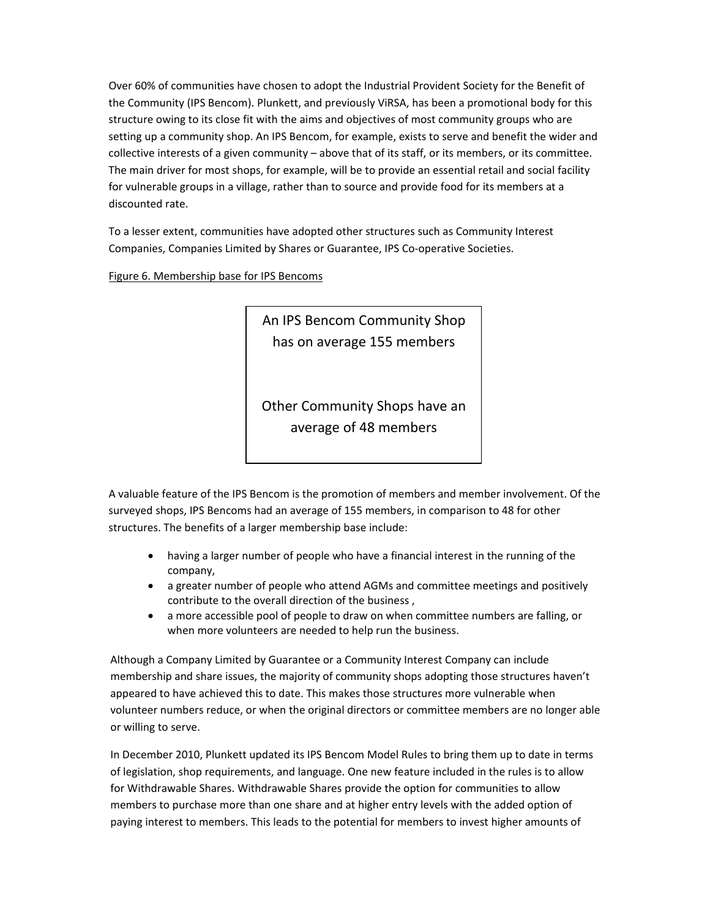Over 60% of communities have chosen to adopt the Industrial Provident Society for the Benefit of the Community (IPS Bencom). Plunkett, and previously ViRSA, has been a promotional body for this structure owing to its close fit with the aims and objectives of most community groups who are setting up a community shop. An IPS Bencom, for example, exists to serve and benefit the wider and collective interests of a given community – above that of its staff, or its members, or its committee. The main driver for most shops, for example, will be to provide an essential retail and social facility for vulnerable groups in a village, rather than to source and provide food for its members at a discounted rate.

To a lesser extent, communities have adopted other structures such as Community Interest Companies, Companies Limited by Shares or Guarantee, IPS Co-operative Societies.

Figure 6. Membership base for IPS Bencoms

> An IPS Bencom Community Shop has on average 155 members
>
> Other Community Shops have an average of 48 members

A valuable feature of the IPS Bencom is the promotion of members and member involvement. Of the surveyed shops, IPS Bencoms had an average of 155 members, in comparison to 48 for other structures. The benefits of a larger membership base include:

- having a larger number of people who have a financial interest in the running of the company,
- a greater number of people who attend AGMs and committee meetings and positively contribute to the overall direction of the business ,
- a more accessible pool of people to draw on when committee numbers are falling, or when more volunteers are needed to help run the business.

Although a Company Limited by Guarantee or a Community Interest Company can include membership and share issues, the majority of community shops adopting those structures haven't appeared to have achieved this to date. This makes those structures more vulnerable when volunteer numbers reduce, or when the original directors or committee members are no longer able or willing to serve.

In December 2010, Plunkett updated its IPS Bencom Model Rules to bring them up to date in terms of legislation, shop requirements, and language. One new feature included in the rules is to allow for Withdrawable Shares. Withdrawable Shares provide the option for communities to allow members to purchase more than one share and at higher entry levels with the added option of paying interest to members. This leads to the potential for members to invest higher amounts of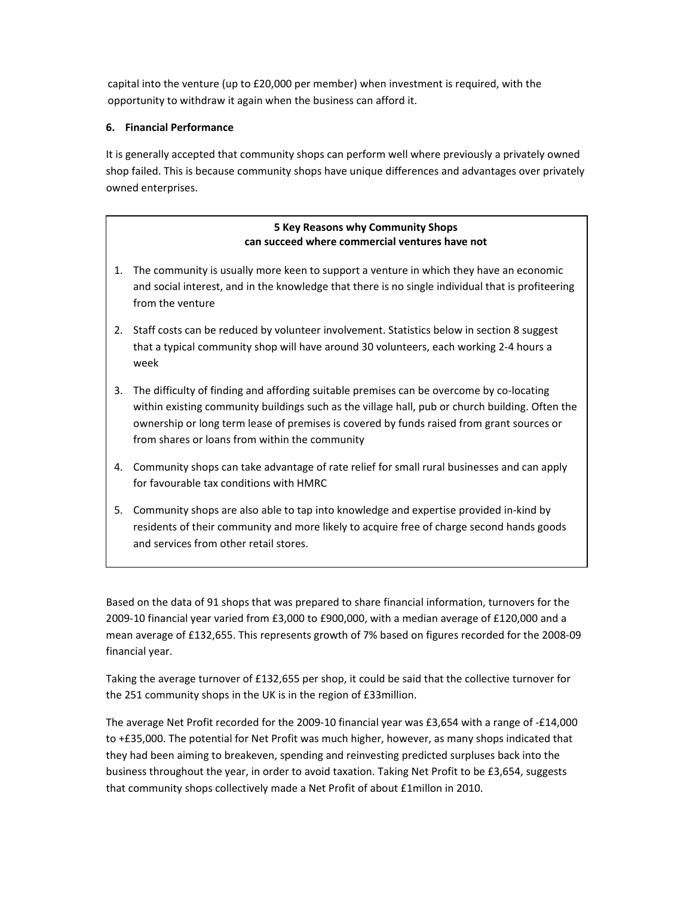capital into the venture (up to £20,000 per member) when investment is required, with the opportunity to withdraw it again when the business can afford it.

## 6. Financial Performance

It is generally accepted that community shops can perform well where previously a privately owned shop failed. This is because community shops have unique differences and advantages over privately owned enterprises.

**5 Key Reasons why Community Shops can succeed where commercial ventures have not**

1. The community is usually more keen to support a venture in which they have an economic and social interest, and in the knowledge that there is no single individual that is profiteering from the venture
2. Staff costs can be reduced by volunteer involvement. Statistics below in section 8 suggest that a typical community shop will have around 30 volunteers, each working 2-4 hours a week
3. The difficulty of finding and affording suitable premises can be overcome by co-locating within existing community buildings such as the village hall, pub or church building. Often the ownership or long term lease of premises is covered by funds raised from grant sources or from shares or loans from within the community
4. Community shops can take advantage of rate relief for small rural businesses and can apply for favourable tax conditions with HMRC
5. Community shops are also able to tap into knowledge and expertise provided in-kind by residents of their community and more likely to acquire free of charge second hands goods and services from other retail stores.

Based on the data of 91 shops that was prepared to share financial information, turnovers for the 2009-10 financial year varied from £3,000 to £900,000, with a median average of £120,000 and a mean average of £132,655. This represents growth of 7% based on figures recorded for the 2008-09 financial year.

Taking the average turnover of £132,655 per shop, it could be said that the collective turnover for the 251 community shops in the UK is in the region of £33million.

The average Net Profit recorded for the 2009-10 financial year was £3,654 with a range of -£14,000 to +£35,000. The potential for Net Profit was much higher, however, as many shops indicated that they had been aiming to breakeven, spending and reinvesting predicted surpluses back into the business throughout the year, in order to avoid taxation. Taking Net Profit to be £3,654, suggests that community shops collectively made a Net Profit of about £1millon in 2010.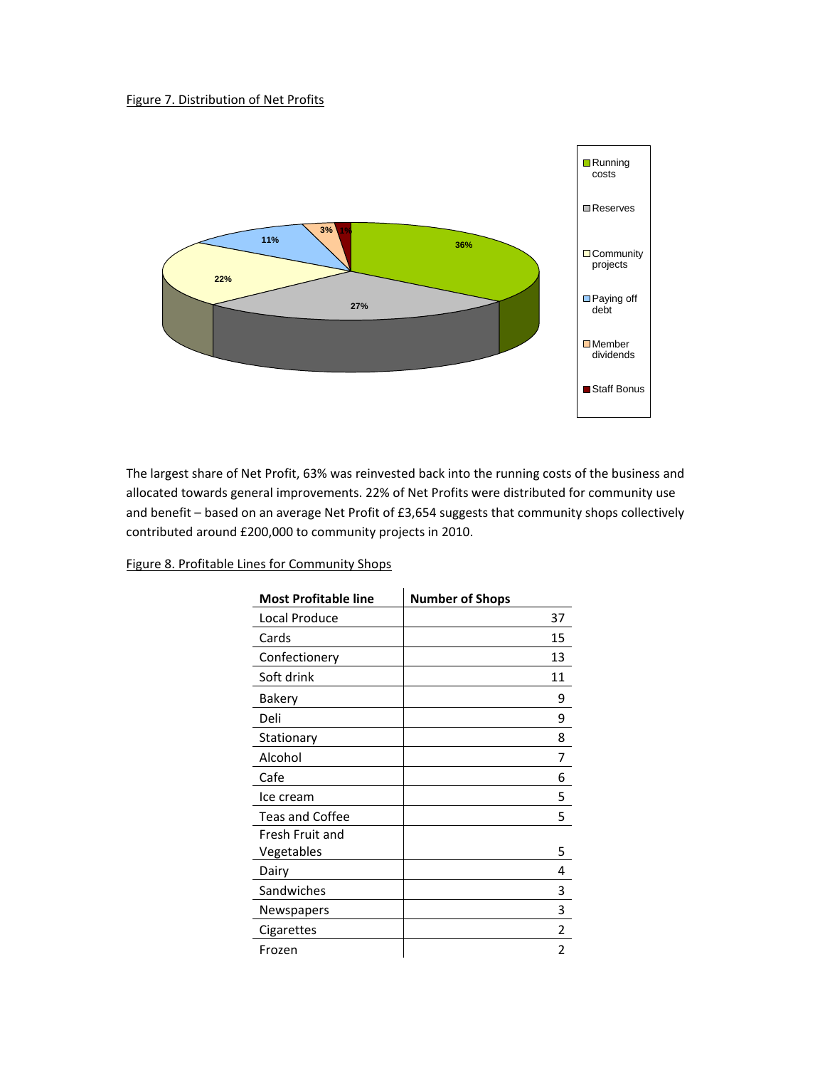Figure 7. Distribution of Net Profits

The largest share of Net Profit, 63% was reinvested back into the running costs of the business and allocated towards general improvements. 22% of Net Profits were distributed for community use and benefit – based on an average Net Profit of £3,654 suggests that community shops collectively contributed around £200,000 to community projects in 2010.

Figure 8. Profitable Lines for Community Shops

| Most Profitable line | Number of Shops |
|---|---|
| Local Produce | 37 |
| Cards | 15 |
| Confectionery | 13 |
| Soft drink | 11 |
| Bakery | 9 |
| Deli | 9 |
| Stationary | 8 |
| Alcohol | 7 |
| Cafe | 6 |
| Ice cream | 5 |
| Teas and Coffee | 5 |
| Fresh Fruit and Vegetables | 5 |
| Dairy | 4 |
| Sandwiches | 3 |
| Newspapers | 3 |
| Cigarettes | 2 |
| Frozen | 2 |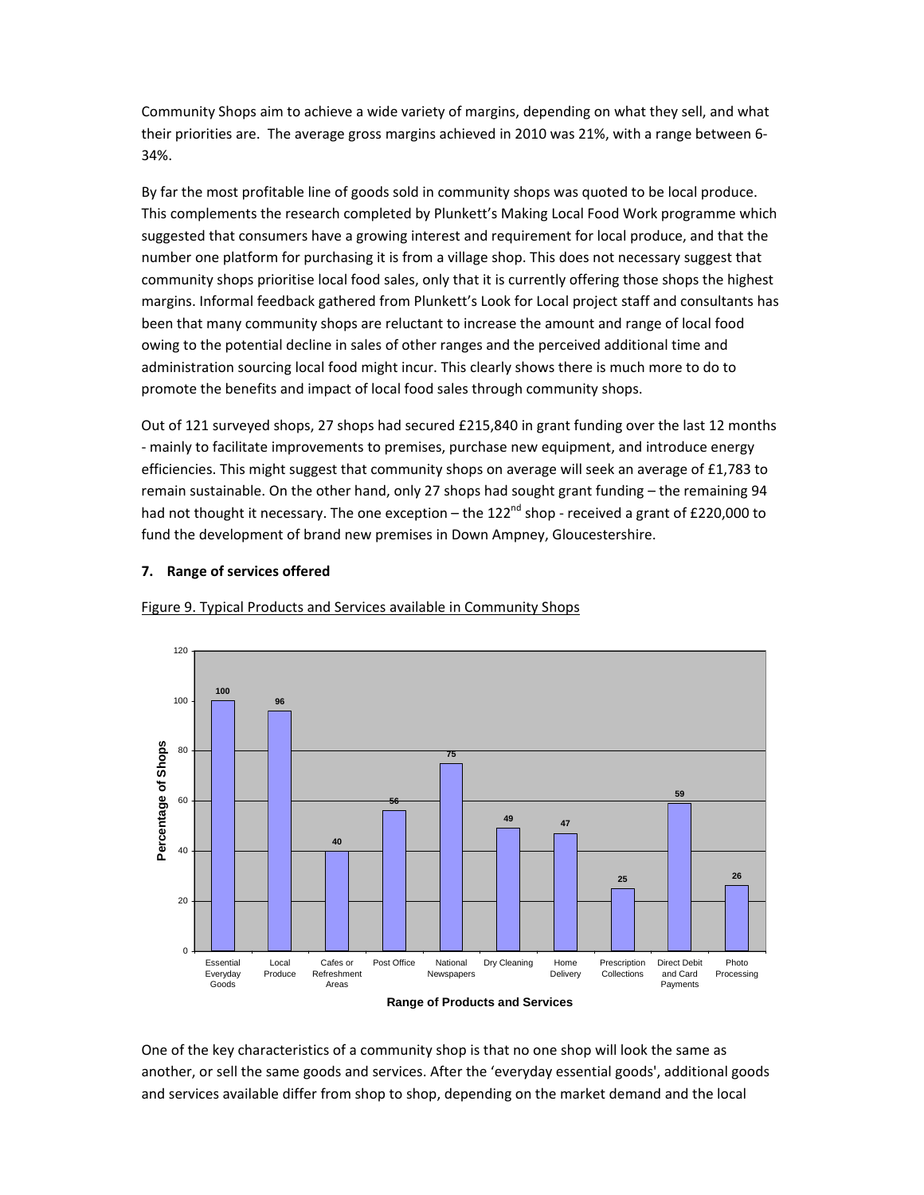Community Shops aim to achieve a wide variety of margins, depending on what they sell, and what their priorities are. The average gross margins achieved in 2010 was 21%, with a range between 6-34%.

By far the most profitable line of goods sold in community shops was quoted to be local produce. This complements the research completed by Plunkett's Making Local Food Work programme which suggested that consumers have a growing interest and requirement for local produce, and that the number one platform for purchasing it is from a village shop. This does not necessary suggest that community shops prioritise local food sales, only that it is currently offering those shops the highest margins. Informal feedback gathered from Plunkett's Look for Local project staff and consultants has been that many community shops are reluctant to increase the amount and range of local food owing to the potential decline in sales of other ranges and the perceived additional time and administration sourcing local food might incur. This clearly shows there is much more to do to promote the benefits and impact of local food sales through community shops.

Out of 121 surveyed shops, 27 shops had secured £215,840 in grant funding over the last 12 months - mainly to facilitate improvements to premises, purchase new equipment, and introduce energy efficiencies. This might suggest that community shops on average will seek an average of £1,783 to remain sustainable. On the other hand, only 27 shops had sought grant funding – the remaining 94 had not thought it necessary. The one exception – the 122nd shop - received a grant of £220,000 to fund the development of brand new premises in Down Ampney, Gloucestershire.

## 7. Range of services offered

Figure 9. Typical Products and Services available in Community Shops

| Range of Products and Services | Percentage of Shops |
|---|---|
| Essential Everyday Goods | 100 |
| Local Produce | 96 |
| Cafes or Refreshment Areas | 40 |
| Post Office | 56 |
| National Newspapers | 75 |
| Dry Cleaning | 49 |
| Home Delivery | 47 |
| Prescription Collections | 25 |
| Direct Debit and Card Payments | 59 |
| Photo Processing | 26 |

One of the key characteristics of a community shop is that no one shop will look the same as another, or sell the same goods and services. After the 'everyday essential goods', additional goods and services available differ from shop to shop, depending on the market demand and the local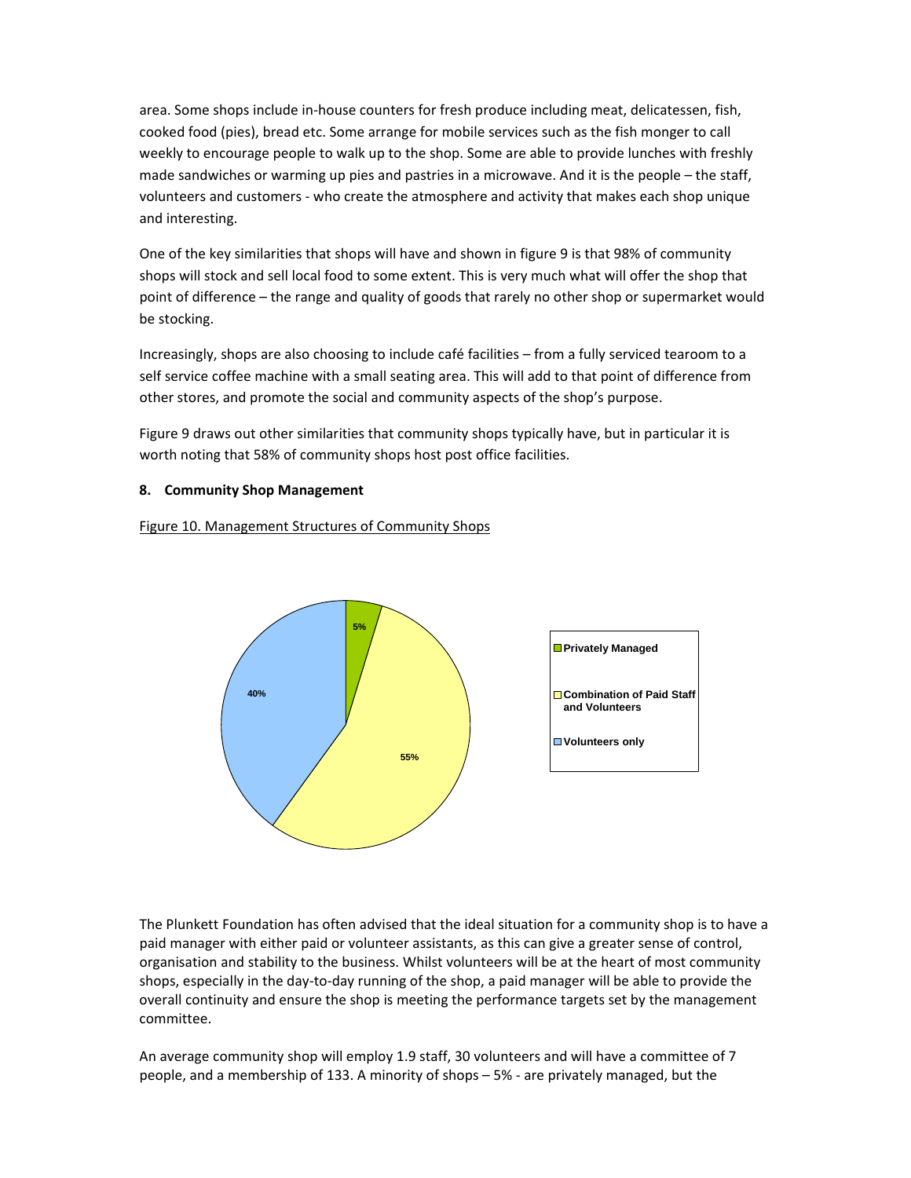area. Some shops include in-house counters for fresh produce including meat, delicatessen, fish, cooked food (pies), bread etc. Some arrange for mobile services such as the fish monger to call weekly to encourage people to walk up to the shop. Some are able to provide lunches with freshly made sandwiches or warming up pies and pastries in a microwave. And it is the people – the staff, volunteers and customers - who create the atmosphere and activity that makes each shop unique and interesting.

One of the key similarities that shops will have and shown in figure 9 is that 98% of community shops will stock and sell local food to some extent. This is very much what will offer the shop that point of difference – the range and quality of goods that rarely no other shop or supermarket would be stocking.

Increasingly, shops are also choosing to include café facilities – from a fully serviced tearoom to a self service coffee machine with a small seating area. This will add to that point of difference from other stores, and promote the social and community aspects of the shop's purpose.

Figure 9 draws out other similarities that community shops typically have, but in particular it is worth noting that 58% of community shops host post office facilities.

## 8. Community Shop Management

Figure 10. Management Structures of Community Shops

| Management Structure | Percentage |
|---|---|
| Privately Managed | 5% |
| Combination of Paid Staff and Volunteers | 55% |
| Volunteers only | 40% |

The Plunkett Foundation has often advised that the ideal situation for a community shop is to have a paid manager with either paid or volunteer assistants, as this can give a greater sense of control, organisation and stability to the business. Whilst volunteers will be at the heart of most community shops, especially in the day-to-day running of the shop, a paid manager will be able to provide the overall continuity and ensure the shop is meeting the performance targets set by the management committee.

An average community shop will employ 1.9 staff, 30 volunteers and will have a committee of 7 people, and a membership of 133. A minority of shops – 5% - are privately managed, but the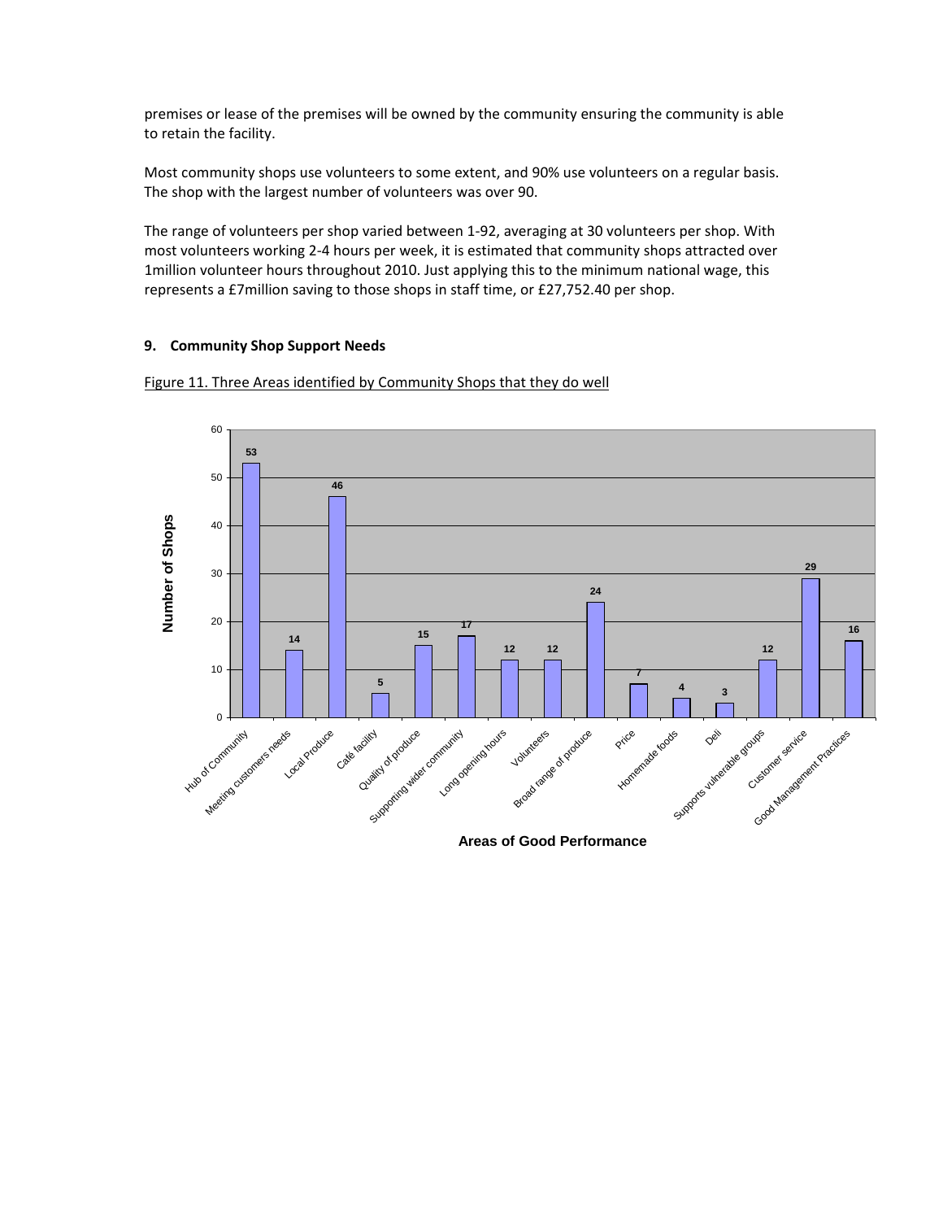premises or lease of the premises will be owned by the community ensuring the community is able to retain the facility.

Most community shops use volunteers to some extent, and 90% use volunteers on a regular basis. The shop with the largest number of volunteers was over 90.

The range of volunteers per shop varied between 1-92, averaging at 30 volunteers per shop. With most volunteers working 2-4 hours per week, it is estimated that community shops attracted over 1million volunteer hours throughout 2010. Just applying this to the minimum national wage, this represents a £7million saving to those shops in staff time, or £27,752.40 per shop.

## 9. Community Shop Support Needs

Figure 11. Three Areas identified by Community Shops that they do well

| Areas of Good Performance | Number of Shops |
|---|---|
| Hub of Community | 53 |
| Meeting customers needs | 14 |
| Local Produce | 46 |
| Café facility | 5 |
| Quality of produce | 15 |
| Supporting wider community | 17 |
| Long opening hours | 12 |
| Volunteers | 12 |
| Broad range of produce | 24 |
| Price | 7 |
| Homemade foods | 4 |
| Deli | 3 |
| Supports vulnerable groups | 12 |
| Customer service | 29 |
| Good Management Practices | 16 |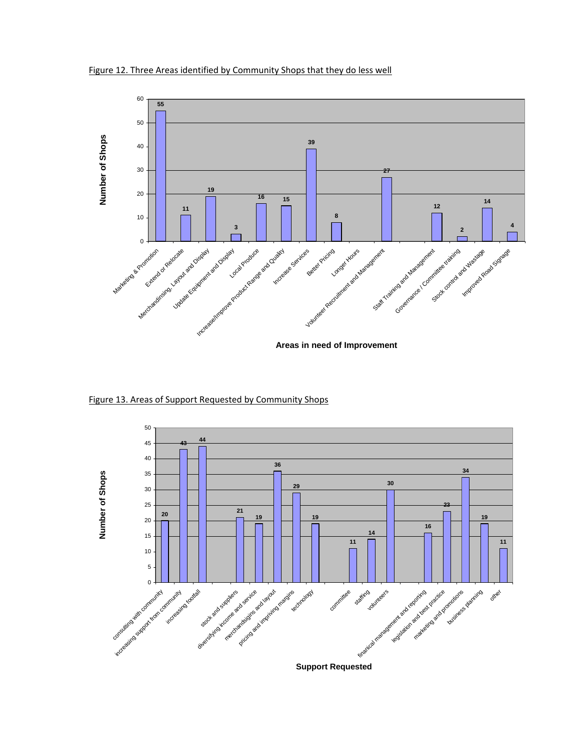Figure 12. Three Areas identified by Community Shops that they do less well

| Areas in need of Improvement | Number of Shops |
|---|---|
| Marketing & Promotion | 55 |
| Extend or Relocate | 11 |
| Merchandising, Layout and Display | 19 |
| Update Equipment and Display | 3 |
| Local Produce | 16 |
| Increase/Improve Product Range and Quality | 15 |
| Increase Services | 39 |
| Better Pricing | 8 |
| Longer Hours | |
| Volunteer Recruitment and Management | 27 |
| Staff Training and Management | 12 |
| Governance / Committee training | 2 |
| Stock control and Wastage | 14 |
| Improved Road Signage | 4 |

Figure 13. Areas of Support Requested by Community Shops

| Support Requested | Number of Shops |
|---|---|
| consulting with community | 20 |
| increasing support from community | 43 |
| increasing footfall | 44 |
| stock and suppliers | 21 |
| diversifying income and service | 19 |
| merchandsigins and layout | 36 |
| pricing and imprving margins | 29 |
| technology | 19 |
| committee | 11 |
| staffing | 14 |
| volunteers | 30 |
| finanical management and reporting | 16 |
| legislation and best practice | 23 |
| marketing and promotions | 34 |
| business planning | 19 |
| other | 11 |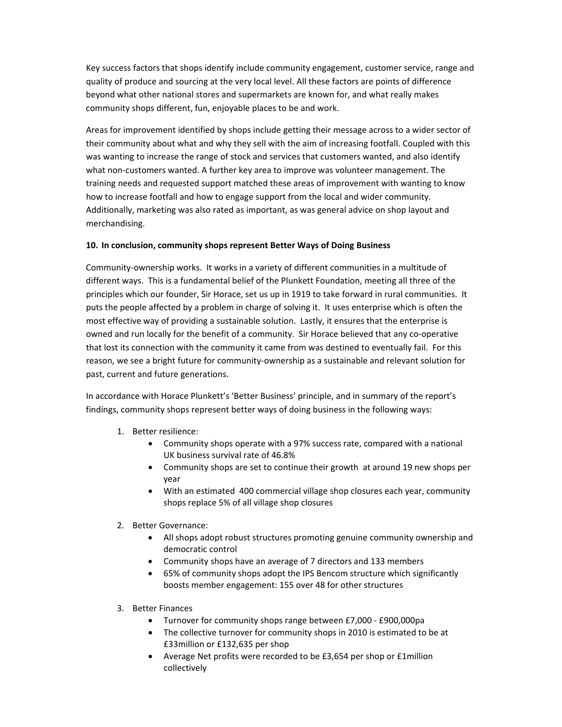Key success factors that shops identify include community engagement, customer service, range and quality of produce and sourcing at the very local level. All these factors are points of difference beyond what other national stores and supermarkets are known for, and what really makes community shops different, fun, enjoyable places to be and work.

Areas for improvement identified by shops include getting their message across to a wider sector of their community about what and why they sell with the aim of increasing footfall. Coupled with this was wanting to increase the range of stock and services that customers wanted, and also identify what non-customers wanted. A further key area to improve was volunteer management. The training needs and requested support matched these areas of improvement with wanting to know how to increase footfall and how to engage support from the local and wider community. Additionally, marketing was also rated as important, as was general advice on shop layout and merchandising.

## 10. In conclusion, community shops represent Better Ways of Doing Business

Community-ownership works. It works in a variety of different communities in a multitude of different ways. This is a fundamental belief of the Plunkett Foundation, meeting all three of the principles which our founder, Sir Horace, set us up in 1919 to take forward in rural communities. It puts the people affected by a problem in charge of solving it. It uses enterprise which is often the most effective way of providing a sustainable solution. Lastly, it ensures that the enterprise is owned and run locally for the benefit of a community. Sir Horace believed that any co-operative that lost its connection with the community it came from was destined to eventually fail. For this reason, we see a bright future for community-ownership as a sustainable and relevant solution for past, current and future generations.

In accordance with Horace Plunkett's 'Better Business' principle, and in summary of the report's findings, community shops represent better ways of doing business in the following ways:

1. Better resilience:
    - Community shops operate with a 97% success rate, compared with a national UK business survival rate of 46.8%
    - Community shops are set to continue their growth at around 19 new shops per year
    - With an estimated 400 commercial village shop closures each year, community shops replace 5% of all village shop closures
2. Better Governance:
    - All shops adopt robust structures promoting genuine community ownership and democratic control
    - Community shops have an average of 7 directors and 133 members
    - 65% of community shops adopt the IPS Bencom structure which significantly boosts member engagement: 155 over 48 for other structures
3. Better Finances
    - Turnover for community shops range between £7,000 - £900,000pa
    - The collective turnover for community shops in 2010 is estimated to be at £33million or £132,635 per shop
    - Average Net profits were recorded to be £3,654 per shop or £1million collectively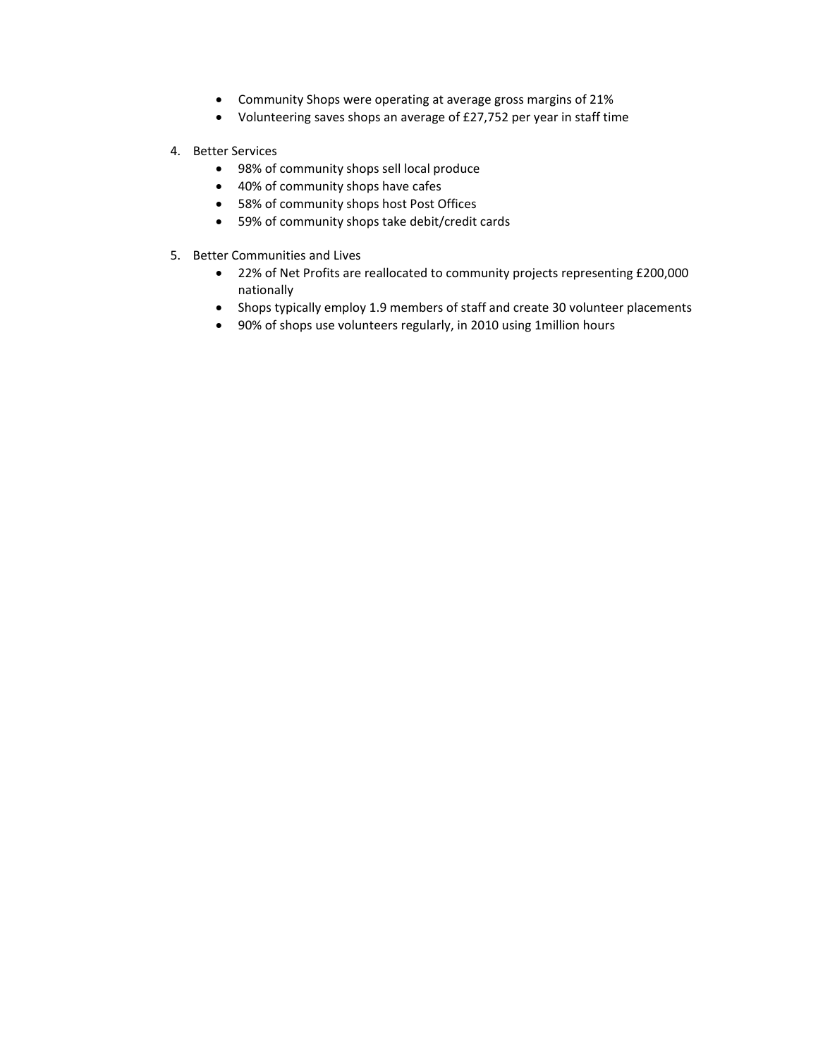- Community Shops were operating at average gross margins of 21%
- Volunteering saves shops an average of £27,752 per year in staff time

4. Better Services
    - 98% of community shops sell local produce
    - 40% of community shops have cafes
    - 58% of community shops host Post Offices
    - 59% of community shops take debit/credit cards

5. Better Communities and Lives
    - 22% of Net Profits are reallocated to community projects representing £200,000 nationally
    - Shops typically employ 1.9 members of staff and create 30 volunteer placements
    - 90% of shops use volunteers regularly, in 2010 using 1million hours